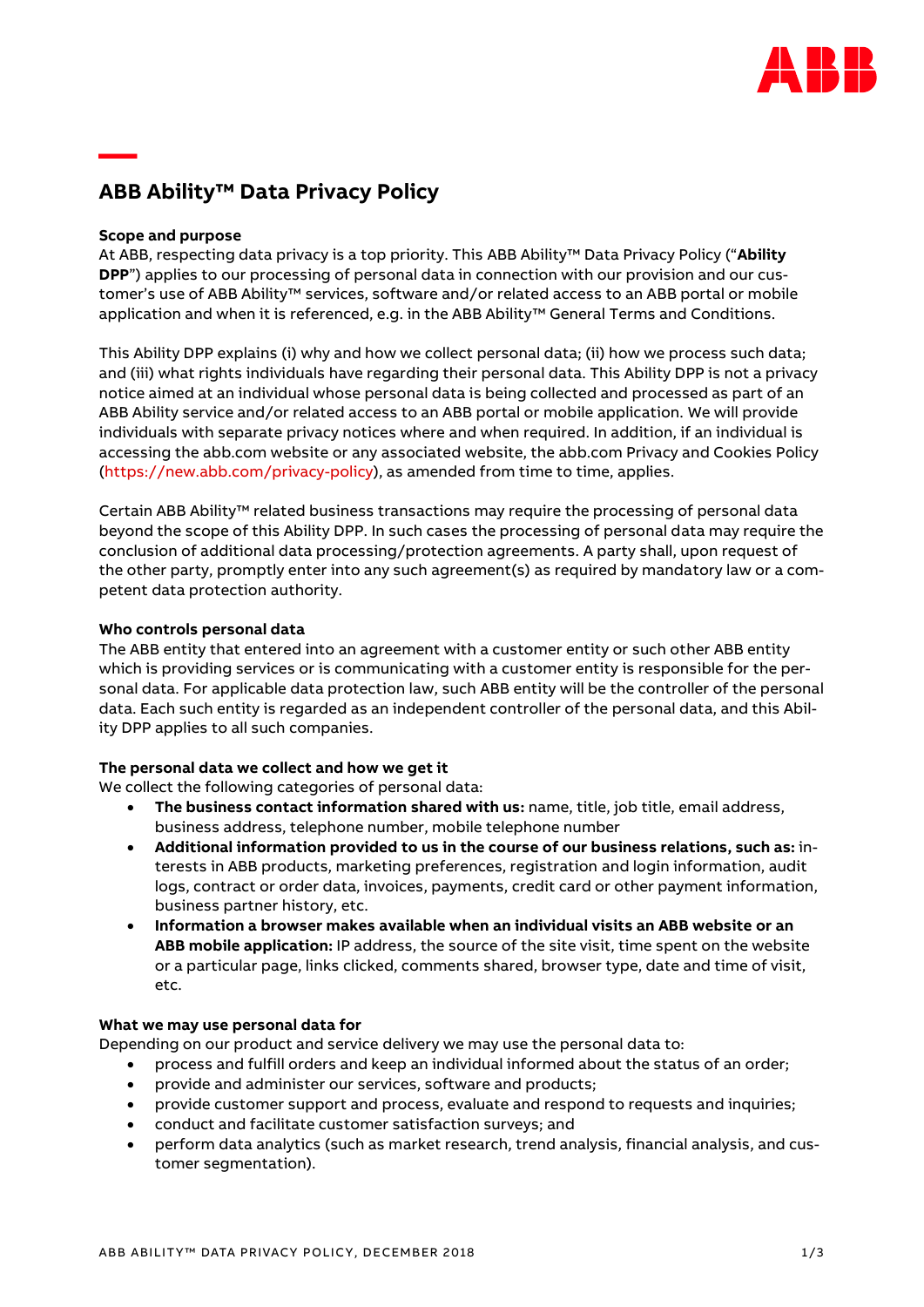# ABB Ability™ Data Privacy Policy

**Scope and purpose**

At ABB, respecting data privacy is a top priority. This ABB Ability™ Data Privacy Policy ("**Ability DPP**") applies to our processing of personal data in connection with our provision and our customer's use of ABB Ability™ services, software and/or related access to an ABB portal or mobile application and when it is referenced, e.g. in the ABB Ability™ General Terms and Conditions.

This Ability DPP explains (i) why and how we collect personal data; (ii) how we process such data; and (iii) what rights individuals have regarding their personal data. This Ability DPP is not a privacy notice aimed at an individual whose personal data is being collected and processed as part of an ABB Ability service and/or related access to an ABB portal or mobile application. We will provide individuals with separate privacy notices where and when required. In addition, if an individual is accessing the abb.com website or any associated website, the abb.com Privacy and Cookies Policy (https://new.abb.com/privacy-policy), as amended from time to time, applies.

Certain ABB Ability™ related business transactions may require the processing of personal data beyond the scope of this Ability DPP. In such cases the processing of personal data may require the conclusion of additional data processing/protection agreements. A party shall, upon request of the other party, promptly enter into any such agreement(s) as required by mandatory law or a competent data protection authority.

**Who controls personal data**

The ABB entity that entered into an agreement with a customer entity or such other ABB entity which is providing services or is communicating with a customer entity is responsible for the personal data. For applicable data protection law, such ABB entity will be the controller of the personal data. Each such entity is regarded as an independent controller of the personal data, and this Ability DPP applies to all such companies.

**The personal data we collect and how we get it**

We collect the following categories of personal data:

- **The business contact information shared with us:** name, title, job title, email address, business address, telephone number, mobile telephone number
- **Additional information provided to us in the course of our business relations, such as:** interests in ABB products, marketing preferences, registration and login information, audit logs, contract or order data, invoices, payments, credit card or other payment information, business partner history, etc.
- **Information a browser makes available when an individual visits an ABB website or an ABB mobile application:** IP address, the source of the site visit, time spent on the website or a particular page, links clicked, comments shared, browser type, date and time of visit, etc.

**What we may use personal data for**

Depending on our product and service delivery we may use the personal data to:

- process and fulfill orders and keep an individual informed about the status of an order;
- provide and administer our services, software and products;
- provide customer support and process, evaluate and respond to requests and inquiries;
- conduct and facilitate customer satisfaction surveys; and
- perform data analytics (such as market research, trend analysis, financial analysis, and customer segmentation).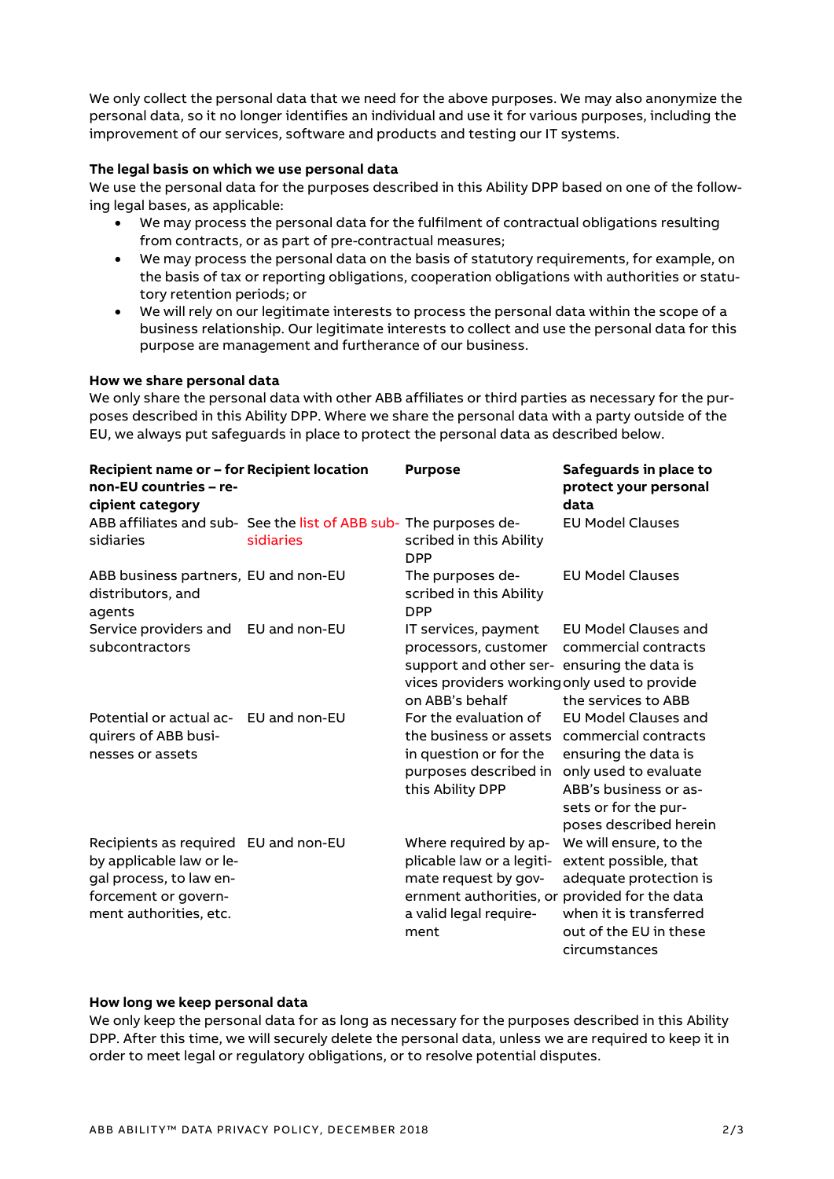We only collect the personal data that we need for the above purposes. We may also anonymize the personal data, so it no longer identifies an individual and use it for various purposes, including the improvement of our services, software and products and testing our IT systems.

**The legal basis on which we use personal data**

We use the personal data for the purposes described in this Ability DPP based on one of the following legal bases, as applicable:

- We may process the personal data for the fulfilment of contractual obligations resulting from contracts, or as part of pre-contractual measures;
- We may process the personal data on the basis of statutory requirements, for example, on the basis of tax or reporting obligations, cooperation obligations with authorities or statutory retention periods; or
- We will rely on our legitimate interests to process the personal data within the scope of a business relationship. Our legitimate interests to collect and use the personal data for this purpose are management and furtherance of our business.

**How we share personal data**

We only share the personal data with other ABB affiliates or third parties as necessary for the purposes described in this Ability DPP. Where we share the personal data with a party outside of the EU, we always put safeguards in place to protect the personal data as described below.

| Recipient name or – for non-EU countries – recipient category | Recipient location | Purpose | Safeguards in place to protect your personal data |
|---|---|---|---|
| ABB affiliates and subsidiaries | See the list of ABB subsidiaries | The purposes described in this Ability DPP | EU Model Clauses |
| ABB business partners, distributors, and agents | EU and non-EU | The purposes described in this Ability DPP | EU Model Clauses |
| Service providers and subcontractors | EU and non-EU | IT services, payment processors, customer support and other services providers working on ABB's behalf | EU Model Clauses and commercial contracts ensuring the data is only used to provide the services to ABB |
| Potential or actual acquirers of ABB businesses or assets | EU and non-EU | For the evaluation of the business or assets in question or for the purposes described in this Ability DPP | EU Model Clauses and commercial contracts ensuring the data is only used to evaluate ABB's business or assets or for the purposes described herein |
| Recipients as required by applicable law or legal process, to law enforcement or government authorities, etc. | EU and non-EU | Where required by applicable law or a legitimate request by government authorities, or a valid legal requirement | We will ensure, to the extent possible, that adequate protection is provided for the data when it is transferred out of the EU in these circumstances |

**How long we keep personal data**

We only keep the personal data for as long as necessary for the purposes described in this Ability DPP. After this time, we will securely delete the personal data, unless we are required to keep it in order to meet legal or regulatory obligations, or to resolve potential disputes.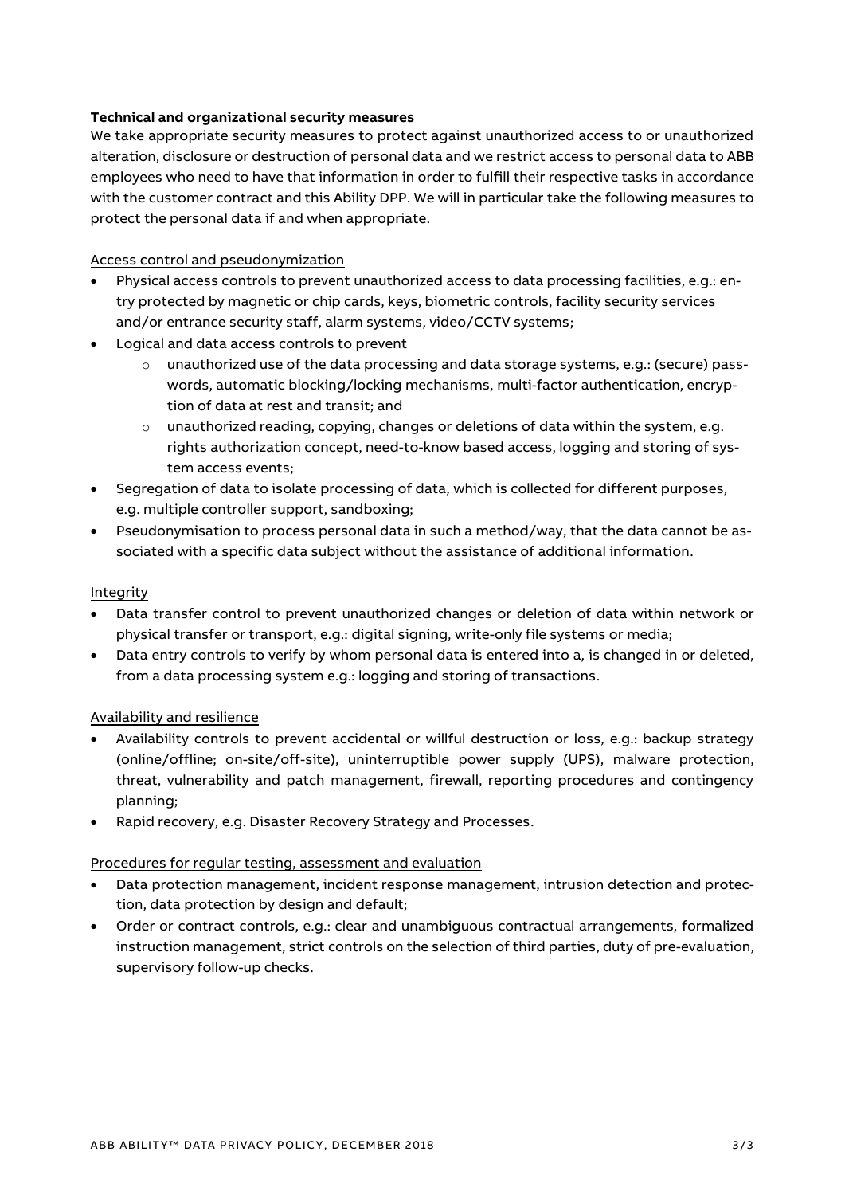**Technical and organizational security measures**

We take appropriate security measures to protect against unauthorized access to or unauthorized alteration, disclosure or destruction of personal data and we restrict access to personal data to ABB employees who need to have that information in order to fulfill their respective tasks in accordance with the customer contract and this Ability DPP. We will in particular take the following measures to protect the personal data if and when appropriate.

Access control and pseudonymization

- Physical access controls to prevent unauthorized access to data processing facilities, e.g.: entry protected by magnetic or chip cards, keys, biometric controls, facility security services and/or entrance security staff, alarm systems, video/CCTV systems;
- Logical and data access controls to prevent
  - unauthorized use of the data processing and data storage systems, e.g.: (secure) passwords, automatic blocking/locking mechanisms, multi-factor authentication, encryption of data at rest and transit; and
  - unauthorized reading, copying, changes or deletions of data within the system, e.g. rights authorization concept, need-to-know based access, logging and storing of system access events;
- Segregation of data to isolate processing of data, which is collected for different purposes, e.g. multiple controller support, sandboxing;
- Pseudonymisation to process personal data in such a method/way, that the data cannot be associated with a specific data subject without the assistance of additional information.

Integrity

- Data transfer control to prevent unauthorized changes or deletion of data within network or physical transfer or transport, e.g.: digital signing, write-only file systems or media;
- Data entry controls to verify by whom personal data is entered into a, is changed in or deleted, from a data processing system e.g.: logging and storing of transactions.

Availability and resilience

- Availability controls to prevent accidental or willful destruction or loss, e.g.: backup strategy (online/offline; on-site/off-site), uninterruptible power supply (UPS), malware protection, threat, vulnerability and patch management, firewall, reporting procedures and contingency planning;
- Rapid recovery, e.g. Disaster Recovery Strategy and Processes.

Procedures for regular testing, assessment and evaluation

- Data protection management, incident response management, intrusion detection and protection, data protection by design and default;
- Order or contract controls, e.g.: clear and unambiguous contractual arrangements, formalized instruction management, strict controls on the selection of third parties, duty of pre-evaluation, supervisory follow-up checks.